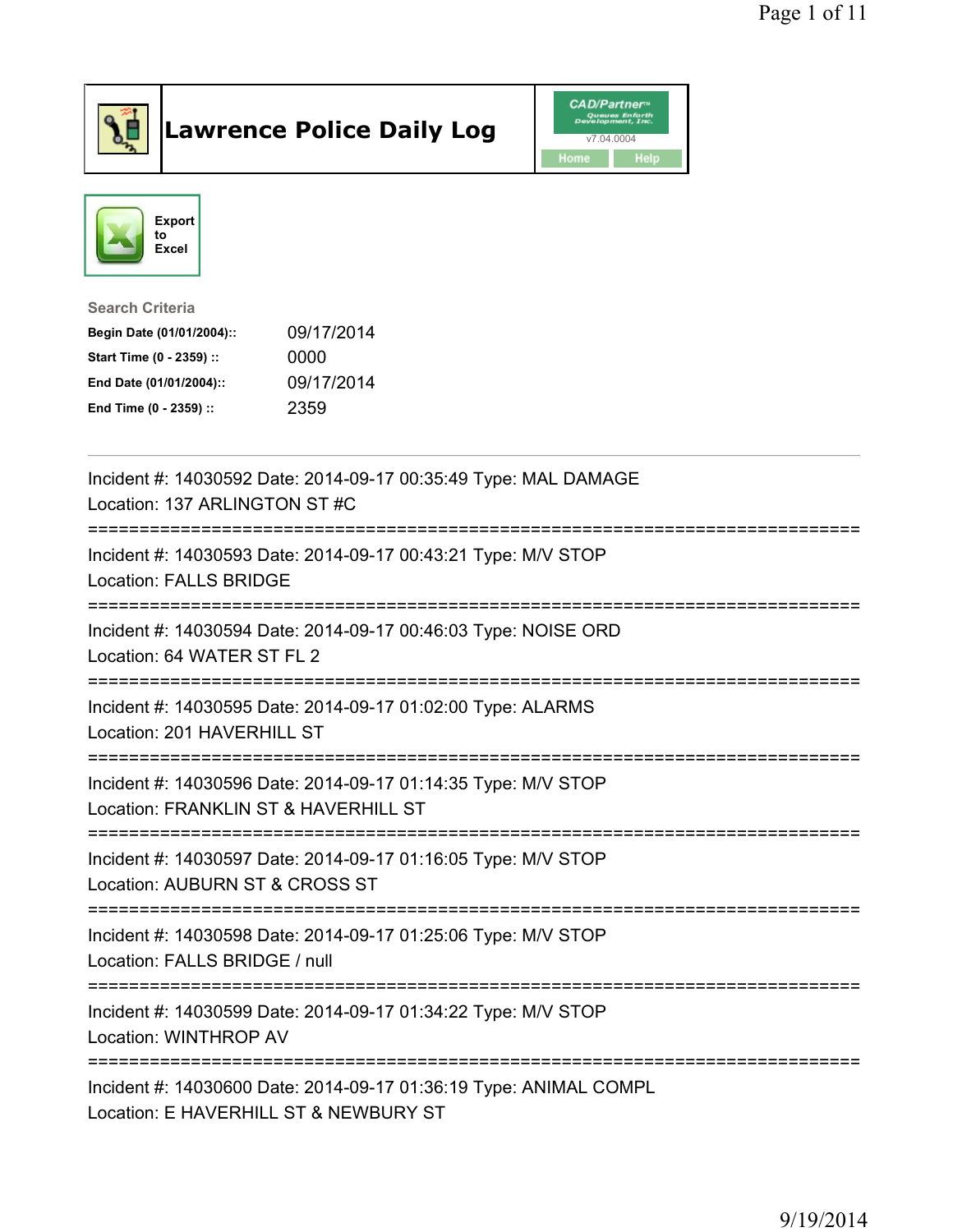# Lawrence Police Daily Log

Export to Excel

**Search Criteria**

| | |
|---|---|
| **Begin Date (01/01/2004)::** | 09/17/2014 |
| **Start Time (0 - 2359) ::** | 0000 |
| **End Date (01/01/2004)::** | 09/17/2014 |
| **End Time (0 - 2359) ::** | 2359 |

---

Incident #: 14030592 Date: 2014-09-17 00:35:49 Type: MAL DAMAGE
Location: 137 ARLINGTON ST #C

===========================================================================

Incident #: 14030593 Date: 2014-09-17 00:43:21 Type: M/V STOP
Location: FALLS BRIDGE

===========================================================================

Incident #: 14030594 Date: 2014-09-17 00:46:03 Type: NOISE ORD
Location: 64 WATER ST FL 2

===========================================================================

Incident #: 14030595 Date: 2014-09-17 01:02:00 Type: ALARMS
Location: 201 HAVERHILL ST

===========================================================================

Incident #: 14030596 Date: 2014-09-17 01:14:35 Type: M/V STOP
Location: FRANKLIN ST & HAVERHILL ST

===========================================================================

Incident #: 14030597 Date: 2014-09-17 01:16:05 Type: M/V STOP
Location: AUBURN ST & CROSS ST

===========================================================================

Incident #: 14030598 Date: 2014-09-17 01:25:06 Type: M/V STOP
Location: FALLS BRIDGE / null

===========================================================================

Incident #: 14030599 Date: 2014-09-17 01:34:22 Type: M/V STOP
Location: WINTHROP AV

===========================================================================

Incident #: 14030600 Date: 2014-09-17 01:36:19 Type: ANIMAL COMPL
Location: E HAVERHILL ST & NEWBURY ST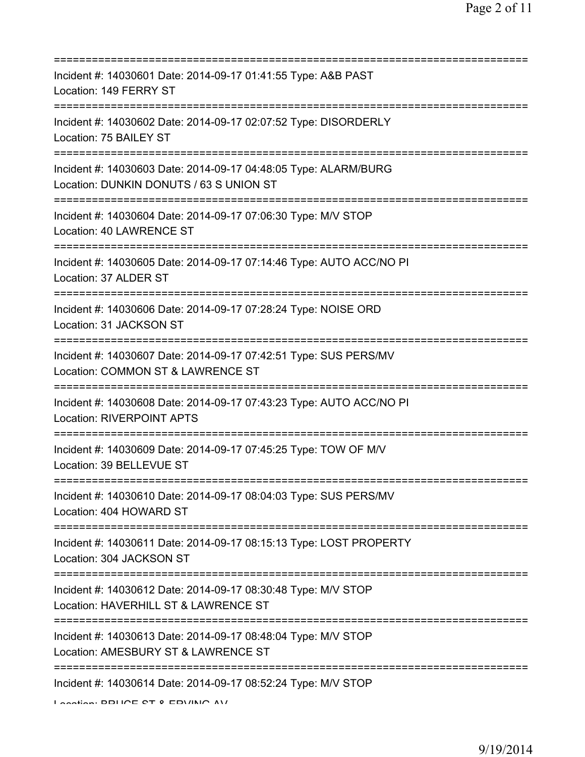===========================================================================

Incident #: 14030601 Date: 2014-09-17 01:41:55 Type: A&B PAST
Location: 149 FERRY ST

===========================================================================

Incident #: 14030602 Date: 2014-09-17 02:07:52 Type: DISORDERLY
Location: 75 BAILEY ST

===========================================================================

Incident #: 14030603 Date: 2014-09-17 04:48:05 Type: ALARM/BURG
Location: DUNKIN DONUTS / 63 S UNION ST

===========================================================================

Incident #: 14030604 Date: 2014-09-17 07:06:30 Type: M/V STOP
Location: 40 LAWRENCE ST

===========================================================================

Incident #: 14030605 Date: 2014-09-17 07:14:46 Type: AUTO ACC/NO PI
Location: 37 ALDER ST

===========================================================================

Incident #: 14030606 Date: 2014-09-17 07:28:24 Type: NOISE ORD
Location: 31 JACKSON ST

===========================================================================

Incident #: 14030607 Date: 2014-09-17 07:42:51 Type: SUS PERS/MV
Location: COMMON ST & LAWRENCE ST

===========================================================================

Incident #: 14030608 Date: 2014-09-17 07:43:23 Type: AUTO ACC/NO PI
Location: RIVERPOINT APTS

===========================================================================

Incident #: 14030609 Date: 2014-09-17 07:45:25 Type: TOW OF M/V
Location: 39 BELLEVUE ST

===========================================================================

Incident #: 14030610 Date: 2014-09-17 08:04:03 Type: SUS PERS/MV
Location: 404 HOWARD ST

===========================================================================

Incident #: 14030611 Date: 2014-09-17 08:15:13 Type: LOST PROPERTY
Location: 304 JACKSON ST

===========================================================================

Incident #: 14030612 Date: 2014-09-17 08:30:48 Type: M/V STOP
Location: HAVERHILL ST & LAWRENCE ST

===========================================================================

Incident #: 14030613 Date: 2014-09-17 08:48:04 Type: M/V STOP
Location: AMESBURY ST & LAWRENCE ST

===========================================================================

Incident #: 14030614 Date: 2014-09-17 08:52:24 Type: M/V STOP
Location: BRUCE ST & ERVING AV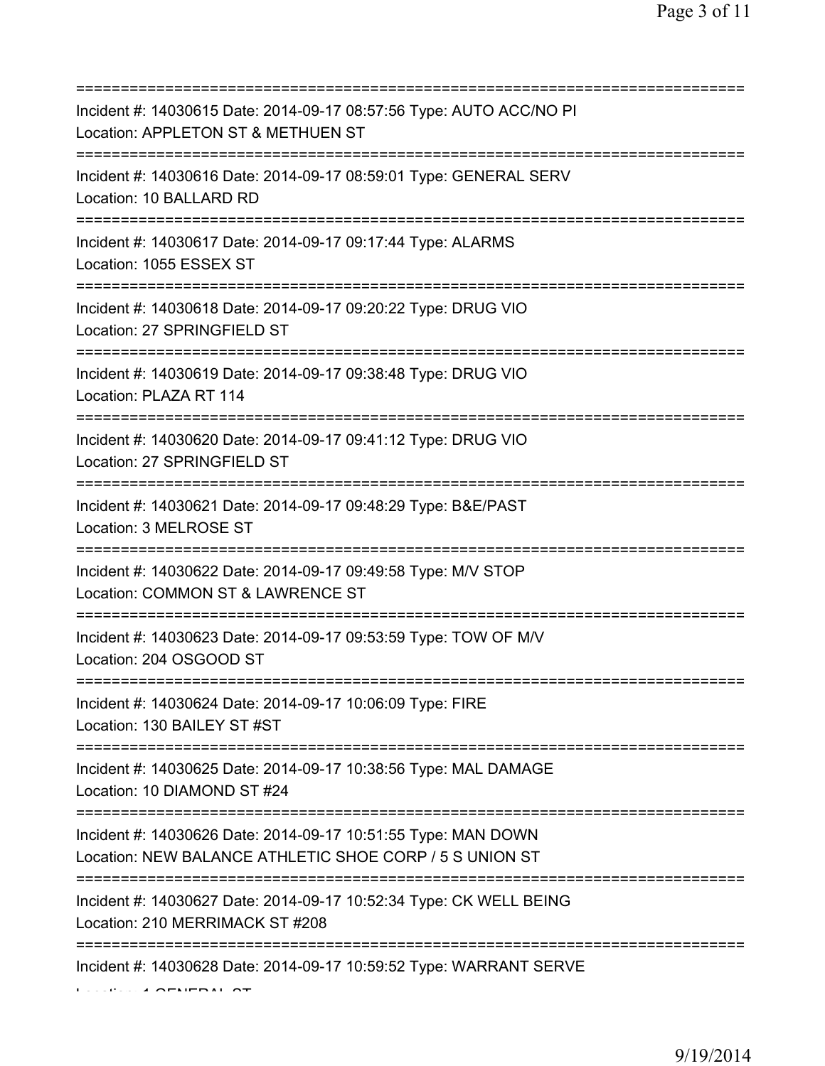===========================================================================

Incident #: 14030615 Date: 2014-09-17 08:57:56 Type: AUTO ACC/NO PI
Location: APPLETON ST & METHUEN ST

===========================================================================

Incident #: 14030616 Date: 2014-09-17 08:59:01 Type: GENERAL SERV
Location: 10 BALLARD RD

===========================================================================

Incident #: 14030617 Date: 2014-09-17 09:17:44 Type: ALARMS
Location: 1055 ESSEX ST

===========================================================================

Incident #: 14030618 Date: 2014-09-17 09:20:22 Type: DRUG VIO
Location: 27 SPRINGFIELD ST

===========================================================================

Incident #: 14030619 Date: 2014-09-17 09:38:48 Type: DRUG VIO
Location: PLAZA RT 114

===========================================================================

Incident #: 14030620 Date: 2014-09-17 09:41:12 Type: DRUG VIO
Location: 27 SPRINGFIELD ST

===========================================================================

Incident #: 14030621 Date: 2014-09-17 09:48:29 Type: B&E/PAST
Location: 3 MELROSE ST

===========================================================================

Incident #: 14030622 Date: 2014-09-17 09:49:58 Type: M/V STOP
Location: COMMON ST & LAWRENCE ST

===========================================================================

Incident #: 14030623 Date: 2014-09-17 09:53:59 Type: TOW OF M/V
Location: 204 OSGOOD ST

===========================================================================

Incident #: 14030624 Date: 2014-09-17 10:06:09 Type: FIRE
Location: 130 BAILEY ST #ST

===========================================================================

Incident #: 14030625 Date: 2014-09-17 10:38:56 Type: MAL DAMAGE
Location: 10 DIAMOND ST #24

===========================================================================

Incident #: 14030626 Date: 2014-09-17 10:51:55 Type: MAN DOWN
Location: NEW BALANCE ATHLETIC SHOE CORP / 5 S UNION ST

===========================================================================

Incident #: 14030627 Date: 2014-09-17 10:52:34 Type: CK WELL BEING
Location: 210 MERRIMACK ST #208

===========================================================================

Incident #: 14030628 Date: 2014-09-17 10:59:52 Type: WARRANT SERVE
Location: 1 GENERAL ST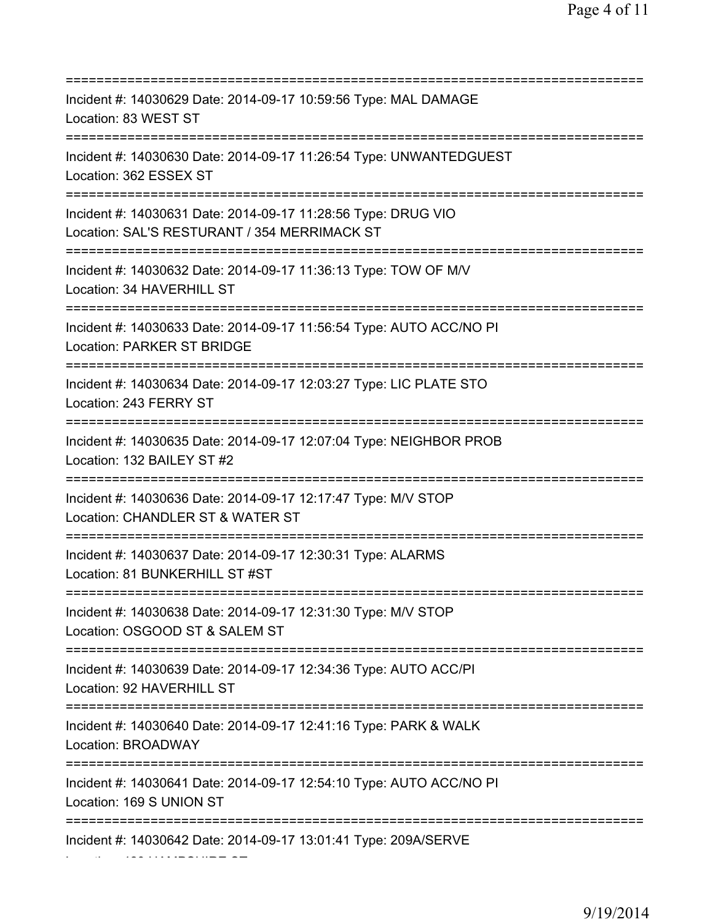==============================================================================
Incident #: 14030629 Date: 2014-09-17 10:59:56 Type: MAL DAMAGE
Location: 83 WEST ST
==============================================================================
Incident #: 14030630 Date: 2014-09-17 11:26:54 Type: UNWANTEDGUEST
Location: 362 ESSEX ST
==============================================================================
Incident #: 14030631 Date: 2014-09-17 11:28:56 Type: DRUG VIO
Location: SAL'S RESTURANT / 354 MERRIMACK ST
==============================================================================
Incident #: 14030632 Date: 2014-09-17 11:36:13 Type: TOW OF M/V
Location: 34 HAVERHILL ST
==============================================================================
Incident #: 14030633 Date: 2014-09-17 11:56:54 Type: AUTO ACC/NO PI
Location: PARKER ST BRIDGE
==============================================================================
Incident #: 14030634 Date: 2014-09-17 12:03:27 Type: LIC PLATE STO
Location: 243 FERRY ST
==============================================================================
Incident #: 14030635 Date: 2014-09-17 12:07:04 Type: NEIGHBOR PROB
Location: 132 BAILEY ST #2
==============================================================================
Incident #: 14030636 Date: 2014-09-17 12:17:47 Type: M/V STOP
Location: CHANDLER ST & WATER ST
==============================================================================
Incident #: 14030637 Date: 2014-09-17 12:30:31 Type: ALARMS
Location: 81 BUNKERHILL ST #ST
==============================================================================
Incident #: 14030638 Date: 2014-09-17 12:31:30 Type: M/V STOP
Location: OSGOOD ST & SALEM ST
==============================================================================
Incident #: 14030639 Date: 2014-09-17 12:34:36 Type: AUTO ACC/PI
Location: 92 HAVERHILL ST
==============================================================================
Incident #: 14030640 Date: 2014-09-17 12:41:16 Type: PARK & WALK
Location: BROADWAY
==============================================================================
Incident #: 14030641 Date: 2014-09-17 12:54:10 Type: AUTO ACC/NO PI
Location: 169 S UNION ST
==============================================================================
Incident #: 14030642 Date: 2014-09-17 13:01:41 Type: 209A/SERVE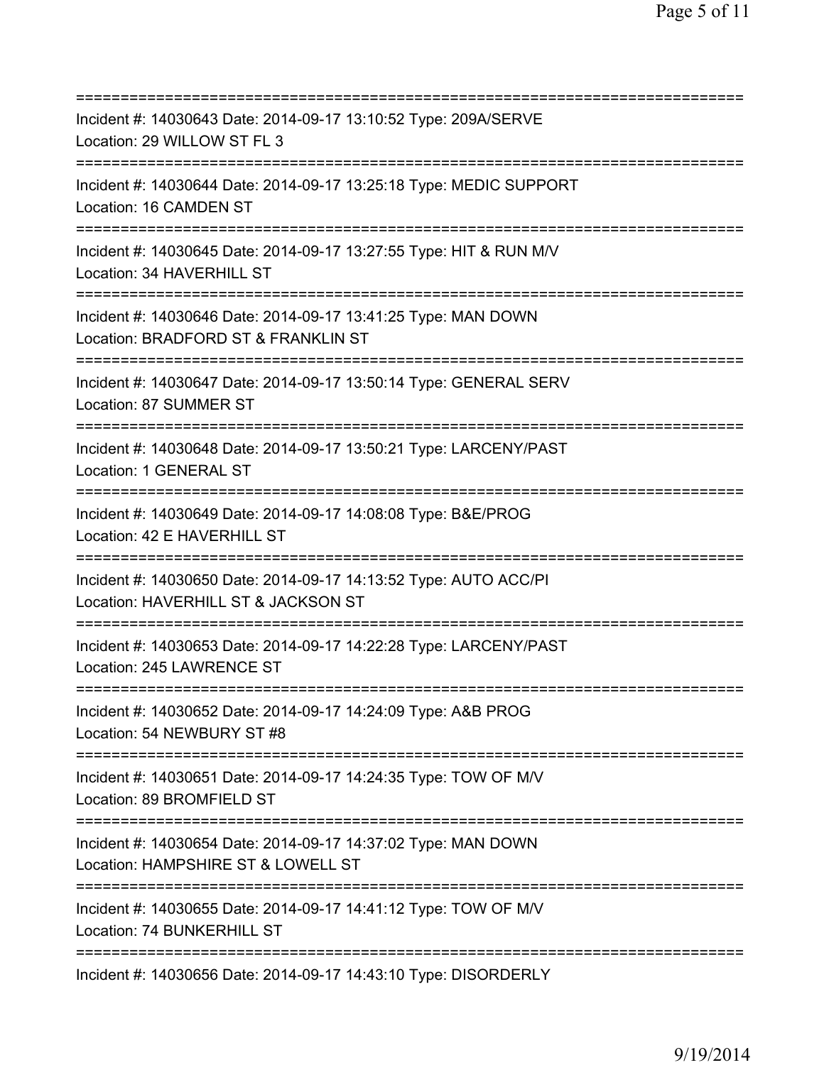===========================================================================
Incident #: 14030643 Date: 2014-09-17 13:10:52 Type: 209A/SERVE
Location: 29 WILLOW ST FL 3
===========================================================================
Incident #: 14030644 Date: 2014-09-17 13:25:18 Type: MEDIC SUPPORT
Location: 16 CAMDEN ST
===========================================================================
Incident #: 14030645 Date: 2014-09-17 13:27:55 Type: HIT & RUN M/V
Location: 34 HAVERHILL ST
===========================================================================
Incident #: 14030646 Date: 2014-09-17 13:41:25 Type: MAN DOWN
Location: BRADFORD ST & FRANKLIN ST
===========================================================================
Incident #: 14030647 Date: 2014-09-17 13:50:14 Type: GENERAL SERV
Location: 87 SUMMER ST
===========================================================================
Incident #: 14030648 Date: 2014-09-17 13:50:21 Type: LARCENY/PAST
Location: 1 GENERAL ST
===========================================================================
Incident #: 14030649 Date: 2014-09-17 14:08:08 Type: B&E/PROG
Location: 42 E HAVERHILL ST
===========================================================================
Incident #: 14030650 Date: 2014-09-17 14:13:52 Type: AUTO ACC/PI
Location: HAVERHILL ST & JACKSON ST
===========================================================================
Incident #: 14030653 Date: 2014-09-17 14:22:28 Type: LARCENY/PAST
Location: 245 LAWRENCE ST
===========================================================================
Incident #: 14030652 Date: 2014-09-17 14:24:09 Type: A&B PROG
Location: 54 NEWBURY ST #8
===========================================================================
Incident #: 14030651 Date: 2014-09-17 14:24:35 Type: TOW OF M/V
Location: 89 BROMFIELD ST
===========================================================================
Incident #: 14030654 Date: 2014-09-17 14:37:02 Type: MAN DOWN
Location: HAMPSHIRE ST & LOWELL ST
===========================================================================
Incident #: 14030655 Date: 2014-09-17 14:41:12 Type: TOW OF M/V
Location: 74 BUNKERHILL ST
===========================================================================
Incident #: 14030656 Date: 2014-09-17 14:43:10 Type: DISORDERLY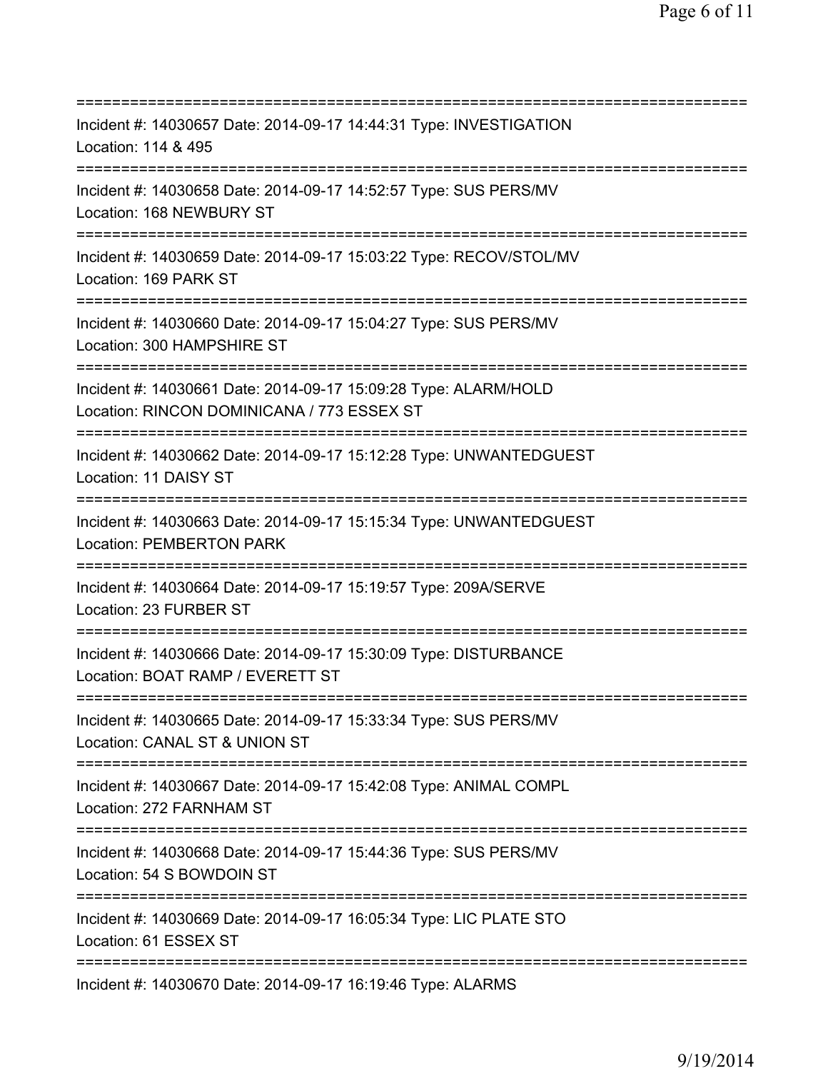===========================================================================
Incident #: 14030657 Date: 2014-09-17 14:44:31 Type: INVESTIGATION
Location: 114 & 495
===========================================================================
Incident #: 14030658 Date: 2014-09-17 14:52:57 Type: SUS PERS/MV
Location: 168 NEWBURY ST
===========================================================================
Incident #: 14030659 Date: 2014-09-17 15:03:22 Type: RECOV/STOL/MV
Location: 169 PARK ST
===========================================================================
Incident #: 14030660 Date: 2014-09-17 15:04:27 Type: SUS PERS/MV
Location: 300 HAMPSHIRE ST
===========================================================================
Incident #: 14030661 Date: 2014-09-17 15:09:28 Type: ALARM/HOLD
Location: RINCON DOMINICANA / 773 ESSEX ST
===========================================================================
Incident #: 14030662 Date: 2014-09-17 15:12:28 Type: UNWANTEDGUEST
Location: 11 DAISY ST
===========================================================================
Incident #: 14030663 Date: 2014-09-17 15:15:34 Type: UNWANTEDGUEST
Location: PEMBERTON PARK
===========================================================================
Incident #: 14030664 Date: 2014-09-17 15:19:57 Type: 209A/SERVE
Location: 23 FURBER ST
===========================================================================
Incident #: 14030666 Date: 2014-09-17 15:30:09 Type: DISTURBANCE
Location: BOAT RAMP / EVERETT ST
===========================================================================
Incident #: 14030665 Date: 2014-09-17 15:33:34 Type: SUS PERS/MV
Location: CANAL ST & UNION ST
===========================================================================
Incident #: 14030667 Date: 2014-09-17 15:42:08 Type: ANIMAL COMPL
Location: 272 FARNHAM ST
===========================================================================
Incident #: 14030668 Date: 2014-09-17 15:44:36 Type: SUS PERS/MV
Location: 54 S BOWDOIN ST
===========================================================================
Incident #: 14030669 Date: 2014-09-17 16:05:34 Type: LIC PLATE STO
Location: 61 ESSEX ST
===========================================================================
Incident #: 14030670 Date: 2014-09-17 16:19:46 Type: ALARMS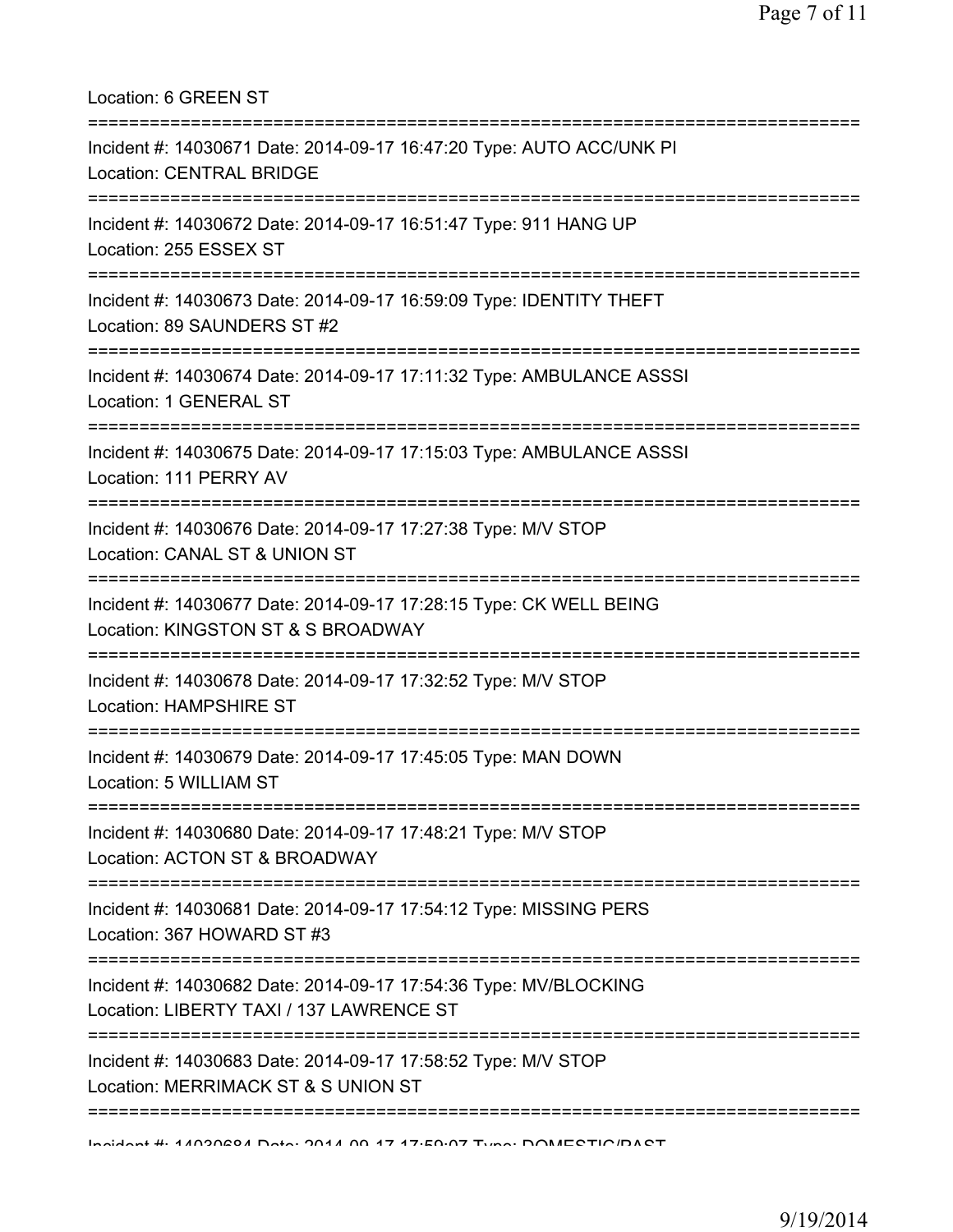Location: 6 GREEN ST

===========================================================================

Incident #: 14030671 Date: 2014-09-17 16:47:20 Type: AUTO ACC/UNK PI
Location: CENTRAL BRIDGE

===========================================================================

Incident #: 14030672 Date: 2014-09-17 16:51:47 Type: 911 HANG UP
Location: 255 ESSEX ST

===========================================================================

Incident #: 14030673 Date: 2014-09-17 16:59:09 Type: IDENTITY THEFT
Location: 89 SAUNDERS ST #2

===========================================================================

Incident #: 14030674 Date: 2014-09-17 17:11:32 Type: AMBULANCE ASSSI
Location: 1 GENERAL ST

===========================================================================

Incident #: 14030675 Date: 2014-09-17 17:15:03 Type: AMBULANCE ASSSI
Location: 111 PERRY AV

===========================================================================

Incident #: 14030676 Date: 2014-09-17 17:27:38 Type: M/V STOP
Location: CANAL ST & UNION ST

===========================================================================

Incident #: 14030677 Date: 2014-09-17 17:28:15 Type: CK WELL BEING
Location: KINGSTON ST & S BROADWAY

===========================================================================

Incident #: 14030678 Date: 2014-09-17 17:32:52 Type: M/V STOP
Location: HAMPSHIRE ST

===========================================================================

Incident #: 14030679 Date: 2014-09-17 17:45:05 Type: MAN DOWN
Location: 5 WILLIAM ST

===========================================================================

Incident #: 14030680 Date: 2014-09-17 17:48:21 Type: M/V STOP
Location: ACTON ST & BROADWAY

===========================================================================

Incident #: 14030681 Date: 2014-09-17 17:54:12 Type: MISSING PERS
Location: 367 HOWARD ST #3

===========================================================================

Incident #: 14030682 Date: 2014-09-17 17:54:36 Type: MV/BLOCKING
Location: LIBERTY TAXI / 137 LAWRENCE ST

===========================================================================

Incident #: 14030683 Date: 2014-09-17 17:58:52 Type: M/V STOP
Location: MERRIMACK ST & S UNION ST

===========================================================================

Incident #: 14030684 Date: 2014-09-17 17:59:07 Type: DOMESTIC/PAST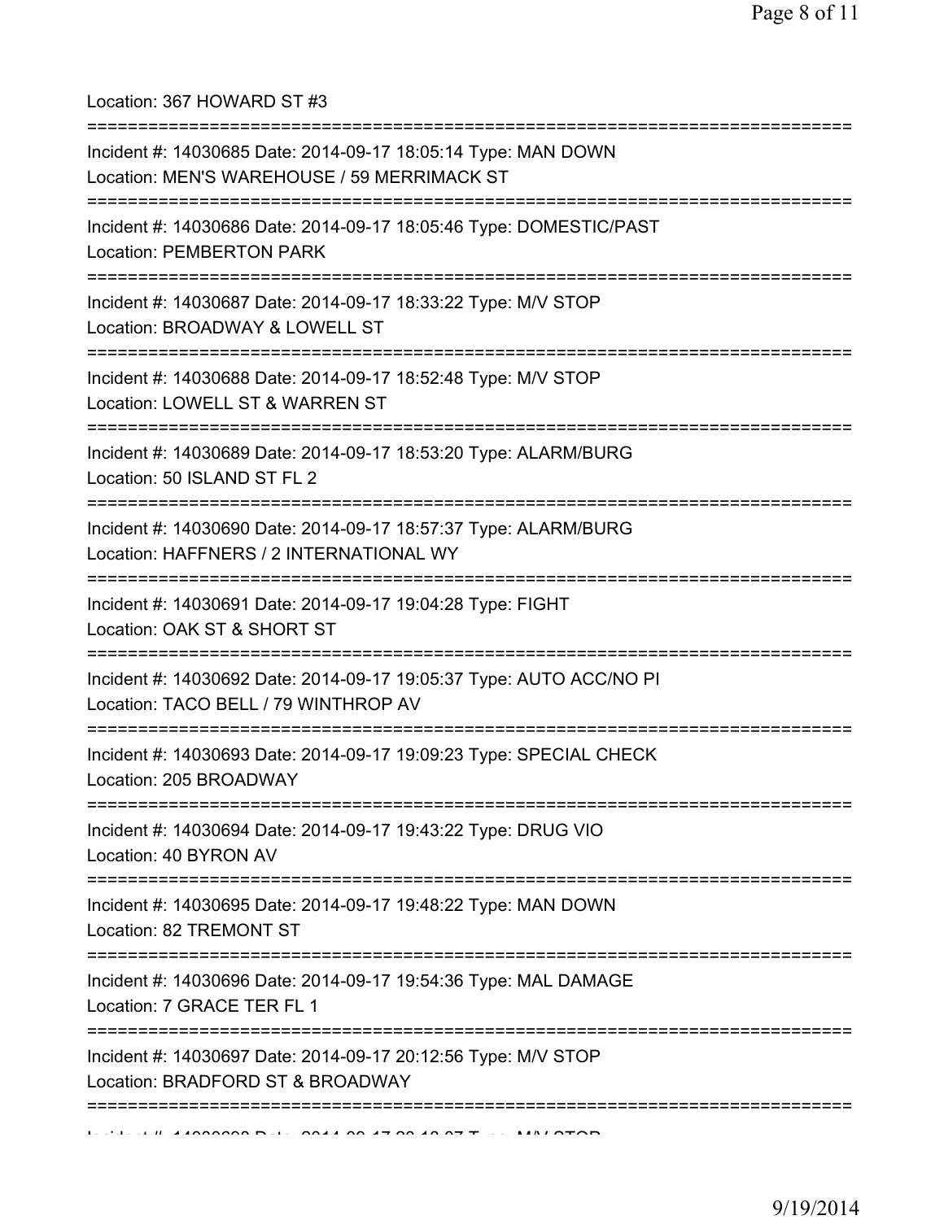Location: 367 HOWARD ST #3

===========================================================================

Incident #: 14030685 Date: 2014-09-17 18:05:14 Type: MAN DOWN
Location: MEN'S WAREHOUSE / 59 MERRIMACK ST

===========================================================================

Incident #: 14030686 Date: 2014-09-17 18:05:46 Type: DOMESTIC/PAST
Location: PEMBERTON PARK

===========================================================================

Incident #: 14030687 Date: 2014-09-17 18:33:22 Type: M/V STOP
Location: BROADWAY & LOWELL ST

===========================================================================

Incident #: 14030688 Date: 2014-09-17 18:52:48 Type: M/V STOP
Location: LOWELL ST & WARREN ST

===========================================================================

Incident #: 14030689 Date: 2014-09-17 18:53:20 Type: ALARM/BURG
Location: 50 ISLAND ST FL 2

===========================================================================

Incident #: 14030690 Date: 2014-09-17 18:57:37 Type: ALARM/BURG
Location: HAFFNERS / 2 INTERNATIONAL WY

===========================================================================

Incident #: 14030691 Date: 2014-09-17 19:04:28 Type: FIGHT
Location: OAK ST & SHORT ST

===========================================================================

Incident #: 14030692 Date: 2014-09-17 19:05:37 Type: AUTO ACC/NO PI
Location: TACO BELL / 79 WINTHROP AV

===========================================================================

Incident #: 14030693 Date: 2014-09-17 19:09:23 Type: SPECIAL CHECK
Location: 205 BROADWAY

===========================================================================

Incident #: 14030694 Date: 2014-09-17 19:43:22 Type: DRUG VIO
Location: 40 BYRON AV

===========================================================================

Incident #: 14030695 Date: 2014-09-17 19:48:22 Type: MAN DOWN
Location: 82 TREMONT ST

===========================================================================

Incident #: 14030696 Date: 2014-09-17 19:54:36 Type: MAL DAMAGE
Location: 7 GRACE TER FL 1

===========================================================================

Incident #: 14030697 Date: 2014-09-17 20:12:56 Type: M/V STOP
Location: BRADFORD ST & BROADWAY

===========================================================================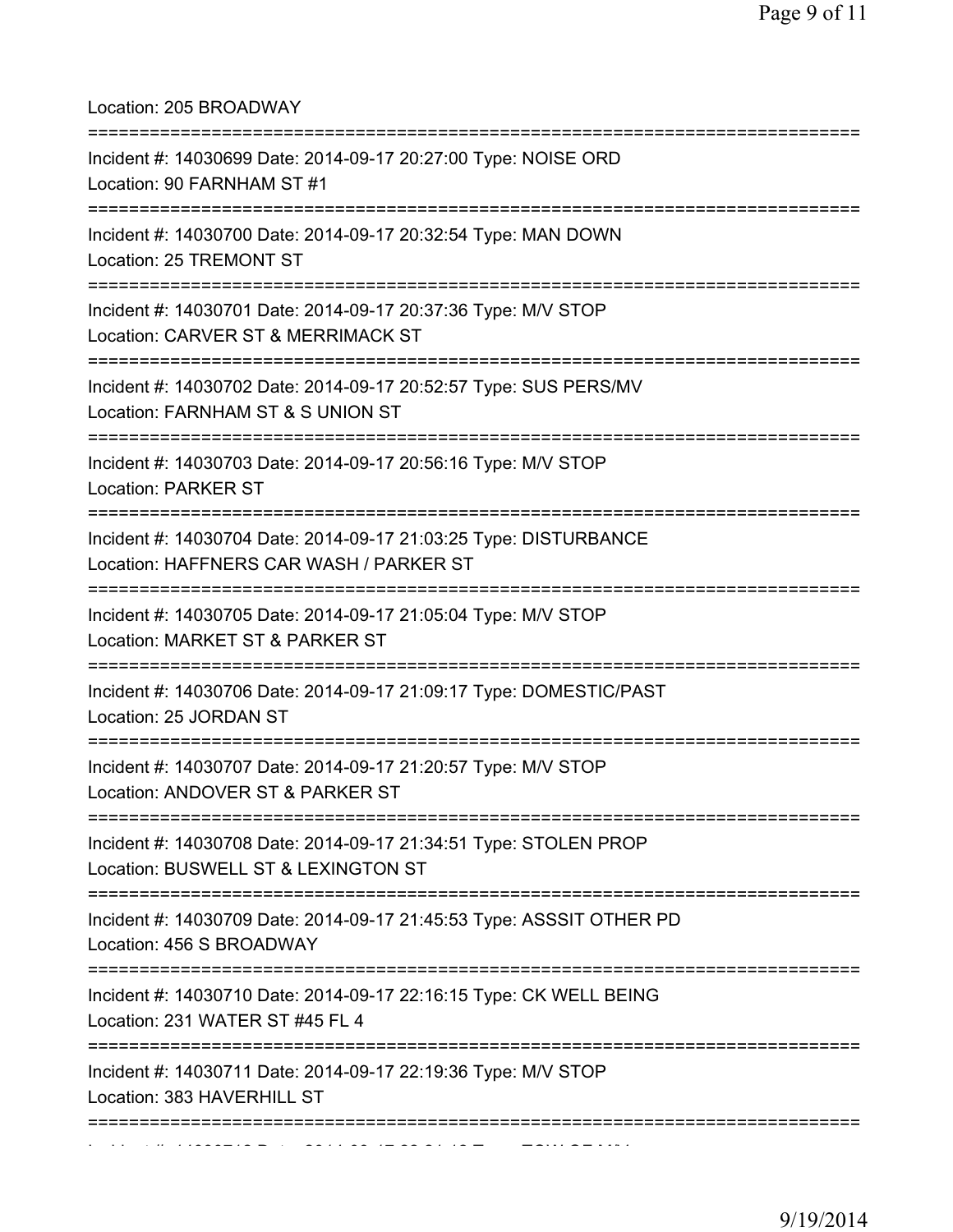Location: 205 BROADWAY

===========================================================================

Incident #: 14030699 Date: 2014-09-17 20:27:00 Type: NOISE ORD
Location: 90 FARNHAM ST #1

===========================================================================

Incident #: 14030700 Date: 2014-09-17 20:32:54 Type: MAN DOWN
Location: 25 TREMONT ST

===========================================================================

Incident #: 14030701 Date: 2014-09-17 20:37:36 Type: M/V STOP
Location: CARVER ST & MERRIMACK ST

===========================================================================

Incident #: 14030702 Date: 2014-09-17 20:52:57 Type: SUS PERS/MV
Location: FARNHAM ST & S UNION ST

===========================================================================

Incident #: 14030703 Date: 2014-09-17 20:56:16 Type: M/V STOP
Location: PARKER ST

===========================================================================

Incident #: 14030704 Date: 2014-09-17 21:03:25 Type: DISTURBANCE
Location: HAFFNERS CAR WASH / PARKER ST

===========================================================================

Incident #: 14030705 Date: 2014-09-17 21:05:04 Type: M/V STOP
Location: MARKET ST & PARKER ST

===========================================================================

Incident #: 14030706 Date: 2014-09-17 21:09:17 Type: DOMESTIC/PAST
Location: 25 JORDAN ST

===========================================================================

Incident #: 14030707 Date: 2014-09-17 21:20:57 Type: M/V STOP
Location: ANDOVER ST & PARKER ST

===========================================================================

Incident #: 14030708 Date: 2014-09-17 21:34:51 Type: STOLEN PROP
Location: BUSWELL ST & LEXINGTON ST

===========================================================================

Incident #: 14030709 Date: 2014-09-17 21:45:53 Type: ASSSIT OTHER PD
Location: 456 S BROADWAY

===========================================================================

Incident #: 14030710 Date: 2014-09-17 22:16:15 Type: CK WELL BEING
Location: 231 WATER ST #45 FL 4

===========================================================================

Incident #: 14030711 Date: 2014-09-17 22:19:36 Type: M/V STOP
Location: 383 HAVERHILL ST

===========================================================================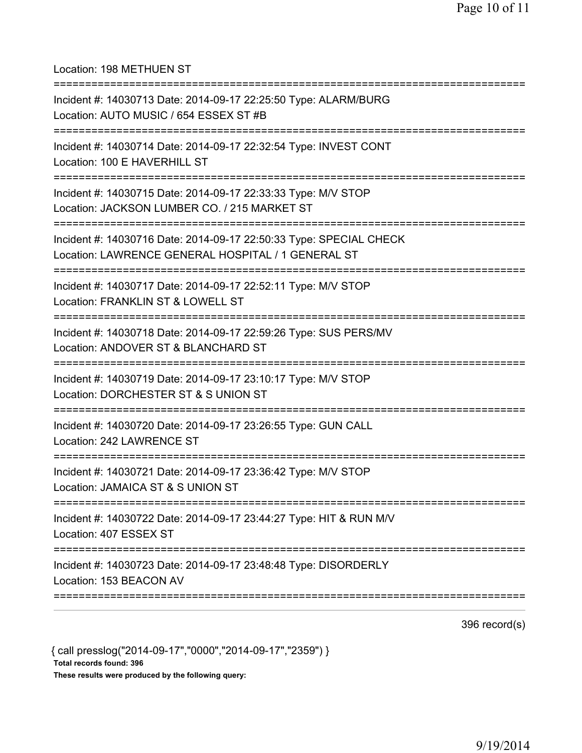Location: 198 METHUEN ST

===========================================================================

Incident #: 14030713 Date: 2014-09-17 22:25:50 Type: ALARM/BURG
Location: AUTO MUSIC / 654 ESSEX ST #B

===========================================================================

Incident #: 14030714 Date: 2014-09-17 22:32:54 Type: INVEST CONT
Location: 100 E HAVERHILL ST

===========================================================================

Incident #: 14030715 Date: 2014-09-17 22:33:33 Type: M/V STOP
Location: JACKSON LUMBER CO. / 215 MARKET ST

===========================================================================

Incident #: 14030716 Date: 2014-09-17 22:50:33 Type: SPECIAL CHECK
Location: LAWRENCE GENERAL HOSPITAL / 1 GENERAL ST

===========================================================================

Incident #: 14030717 Date: 2014-09-17 22:52:11 Type: M/V STOP
Location: FRANKLIN ST & LOWELL ST

===========================================================================

Incident #: 14030718 Date: 2014-09-17 22:59:26 Type: SUS PERS/MV
Location: ANDOVER ST & BLANCHARD ST

===========================================================================

Incident #: 14030719 Date: 2014-09-17 23:10:17 Type: M/V STOP
Location: DORCHESTER ST & S UNION ST

===========================================================================

Incident #: 14030720 Date: 2014-09-17 23:26:55 Type: GUN CALL
Location: 242 LAWRENCE ST

===========================================================================

Incident #: 14030721 Date: 2014-09-17 23:36:42 Type: M/V STOP
Location: JAMAICA ST & S UNION ST

===========================================================================

Incident #: 14030722 Date: 2014-09-17 23:44:27 Type: HIT & RUN M/V
Location: 407 ESSEX ST

===========================================================================

Incident #: 14030723 Date: 2014-09-17 23:48:48 Type: DISORDERLY
Location: 153 BEACON AV

===========================================================================

396 record(s)

{ call presslog("2014-09-17","0000","2014-09-17","2359") }

**Total records found: 396**

**These results were produced by the following query:**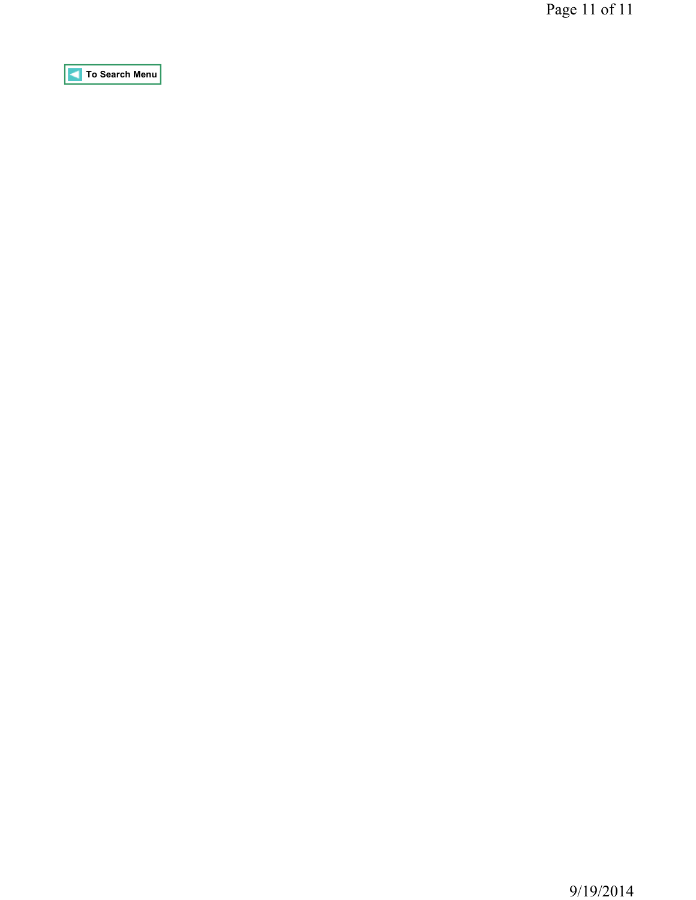To Search Menu